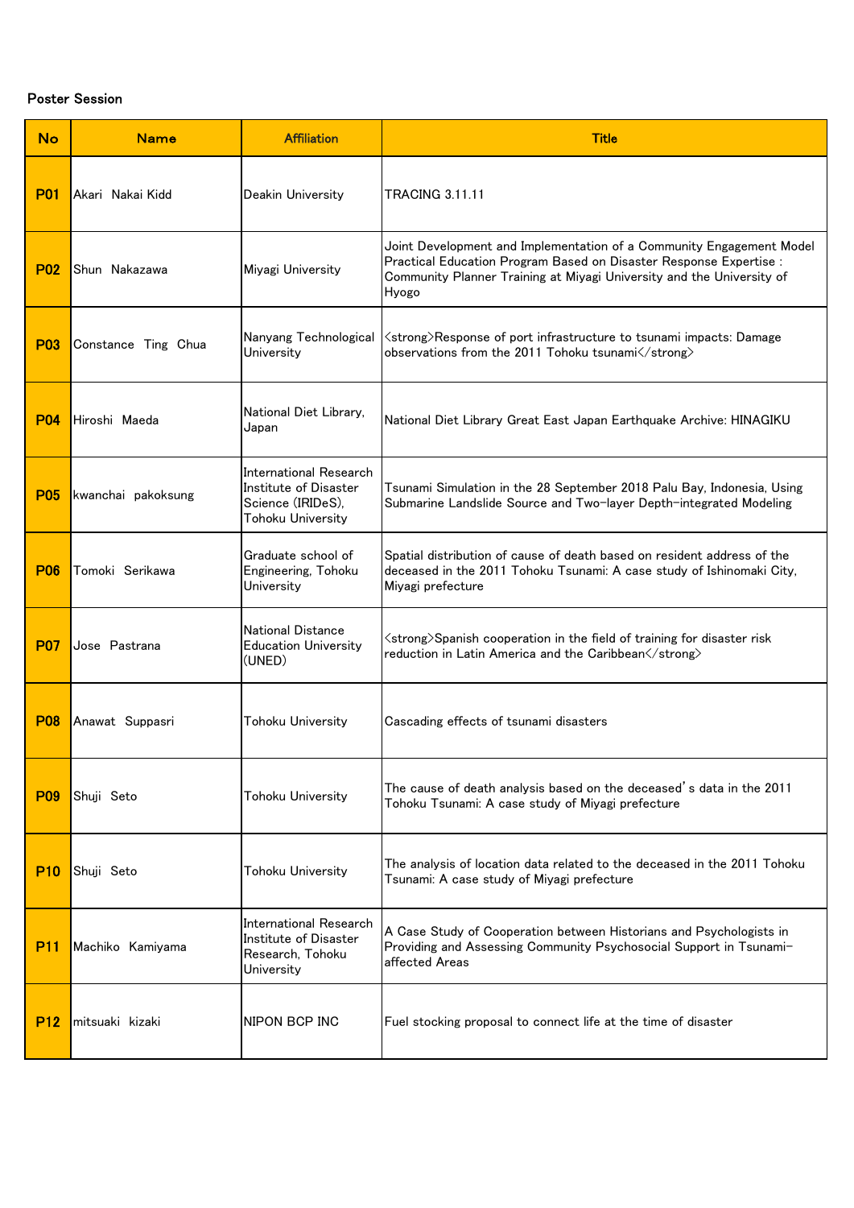Poster Session

| No | Name | Affiliation | Title |
|---|---|---|---|
| **P01** | Akari Nakai Kidd | Deakin University | TRACING 3.11.11 |
| **P02** | Shun Nakazawa | Miyagi University | Joint Development and Implementation of a Community Engagement Model Practical Education Program Based on Disaster Response Expertise : Community Planner Training at Miyagi University and the University of Hyogo |
| **P03** | Constance Ting Chua | Nanyang Technological University | <strong>Response of port infrastructure to tsunami impacts: Damage observations from the 2011 Tohoku tsunami</strong> |
| **P04** | Hiroshi Maeda | National Diet Library, Japan | National Diet Library Great East Japan Earthquake Archive: HINAGIKU |
| **P05** | kwanchai pakoksung | International Research Institute of Disaster Science (IRIDeS), Tohoku University | Tsunami Simulation in the 28 September 2018 Palu Bay, Indonesia, Using Submarine Landslide Source and Two-layer Depth-integrated Modeling |
| **P06** | Tomoki Serikawa | Graduate school of Engineering, Tohoku University | Spatial distribution of cause of death based on resident address of the deceased in the 2011 Tohoku Tsunami: A case study of Ishinomaki City, Miyagi prefecture |
| **P07** | Jose Pastrana | National Distance Education University (UNED) | <strong>Spanish cooperation in the field of training for disaster risk reduction in Latin America and the Caribbean</strong> |
| **P08** | Anawat Suppasri | Tohoku University | Cascading effects of tsunami disasters |
| **P09** | Shuji Seto | Tohoku University | The cause of death analysis based on the deceased's data in the 2011 Tohoku Tsunami: A case study of Miyagi prefecture |
| **P10** | Shuji Seto | Tohoku University | The analysis of location data related to the deceased in the 2011 Tohoku Tsunami: A case study of Miyagi prefecture |
| **P11** | Machiko Kamiyama | International Research Institute of Disaster Research, Tohoku University | A Case Study of Cooperation between Historians and Psychologists in Providing and Assessing Community Psychosocial Support in Tsunami-affected Areas |
| **P12** | mitsuaki kizaki | NIPON BCP INC | Fuel stocking proposal to connect life at the time of disaster |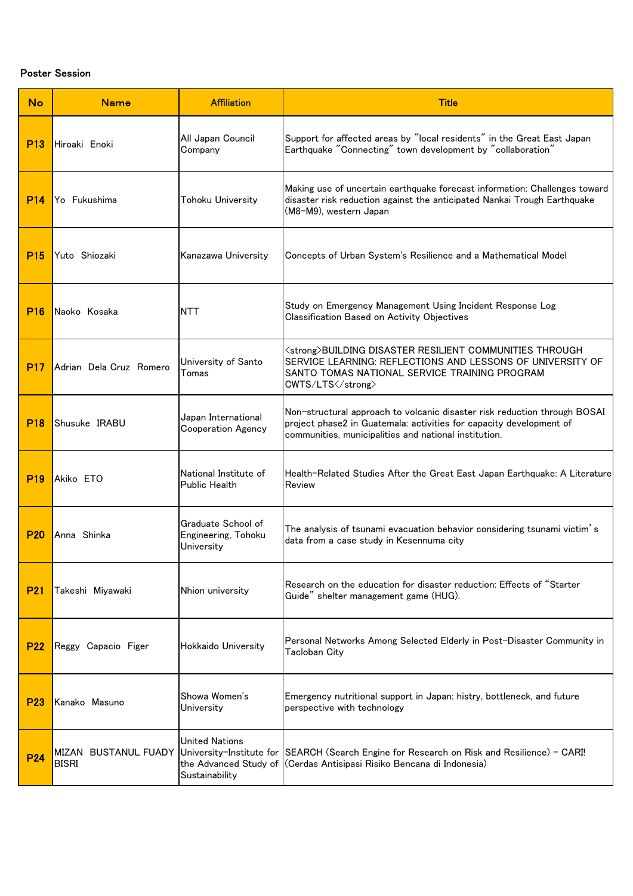Poster Session

| No | Name | Affiliation | Title |
|---|---|---|---|
| **P13** | Hiroaki Enoki | All Japan Council Company | Support for affected areas by "local residents" in the Great East Japan Earthquake "Connecting" town development by "collaboration" |
| **P14** | Yo Fukushima | Tohoku University | Making use of uncertain earthquake forecast information: Challenges toward disaster risk reduction against the anticipated Nankai Trough Earthquake (M8-M9), western Japan |
| **P15** | Yuto Shiozaki | Kanazawa University | Concepts of Urban System's Resilience and a Mathematical Model |
| **P16** | Naoko Kosaka | NTT | Study on Emergency Management Using Incident Response Log Classification Based on Activity Objectives |
| **P17** | Adrian Dela Cruz Romero | University of Santo Tomas | <strong>BUILDING DISASTER RESILIENT COMMUNITIES THROUGH SERVICE LEARNING: REFLECTIONS AND LESSONS OF UNIVERSITY OF SANTO TOMAS NATIONAL SERVICE TRAINING PROGRAM CWTS/LTS</strong> |
| **P18** | Shusuke IRABU | Japan International Cooperation Agency | Non-structural approach to volcanic disaster risk reduction through BOSAI project phase2 in Guatemala: activities for capacity development of communities, municipalities and national institution. |
| **P19** | Akiko ETO | National Institute of Public Health | Health-Related Studies After the Great East Japan Earthquake: A Literature Review |
| **P20** | Anna Shinka | Graduate School of Engineering, Tohoku University | The analysis of tsunami evacuation behavior considering tsunami victim's data from a case study in Kesennuma city |
| **P21** | Takeshi Miyawaki | Nhion university | Research on the education for disaster reduction: Effects of "Starter Guide" shelter management game (HUG). |
| **P22** | Reggy Capacio Figer | Hokkaido University | Personal Networks Among Selected Elderly in Post-Disaster Community in Tacloban City |
| **P23** | Kanako Masuno | Showa Women's University | Emergency nutritional support in Japan: histry, bottleneck, and future perspective with technology |
| **P24** | MIZAN BUSTANUL FUADY BISRI | United Nations University-Institute for the Advanced Study of Sustainability | SEARCH (Search Engine for Research on Risk and Resilience) - CARI! (Cerdas Antisipasi Risiko Bencana di Indonesia) |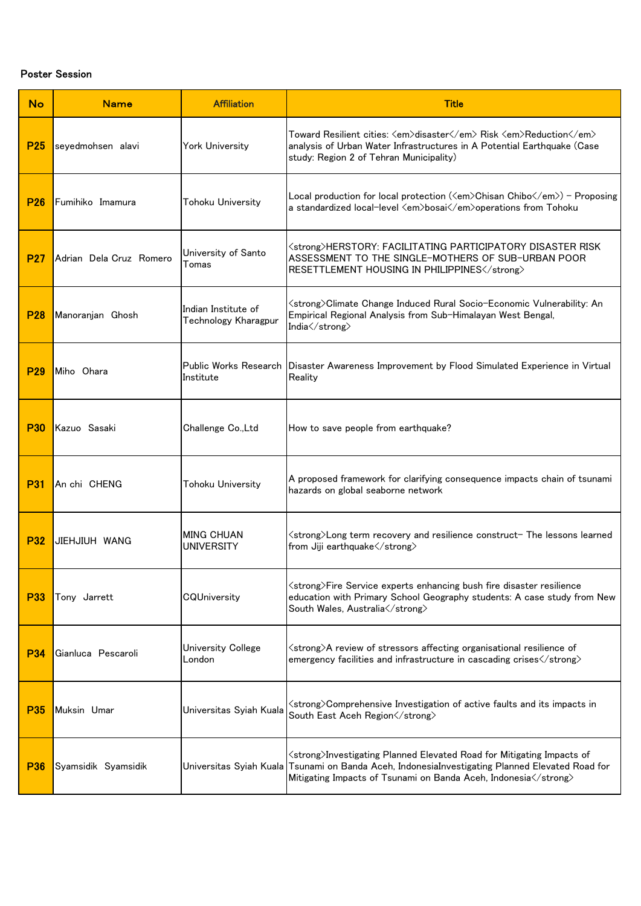Poster Session

| No | Name | Affiliation | Title |
|---|---|---|---|
| **P25** | seyedmohsen alavi | York University | Toward Resilient cities: <em>disaster</em> Risk <em>Reduction</em> analysis of Urban Water Infrastructures in A Potential Earthquake (Case study: Region 2 of Tehran Municipality) |
| **P26** | Fumihiko Imamura | Tohoku University | Local production for local protection (<em>Chisan Chibo</em>) – Proposing a standardized local-level <em>bosai</em>operations from Tohoku |
| **P27** | Adrian Dela Cruz Romero | University of Santo Tomas | <strong>HERSTORY: FACILITATING PARTICIPATORY DISASTER RISK ASSESSMENT TO THE SINGLE-MOTHERS OF SUB-URBAN POOR RESETTLEMENT HOUSING IN PHILIPPINES</strong> |
| **P28** | Manoranjan Ghosh | Indian Institute of Technology Kharagpur | <strong>Climate Change Induced Rural Socio-Economic Vulnerability: An Empirical Regional Analysis from Sub-Himalayan West Bengal, India</strong> |
| **P29** | Miho Ohara | Public Works Research Institute | Disaster Awareness Improvement by Flood Simulated Experience in Virtual Reality |
| **P30** | Kazuo Sasaki | Challenge Co.,Ltd | How to save people from earthquake? |
| **P31** | An chi CHENG | Tohoku University | A proposed framework for clarifying consequence impacts chain of tsunami hazards on global seaborne network |
| **P32** | JIEHJIUH WANG | MING CHUAN UNIVERSITY | <strong>Long term recovery and resilience construct– The lessons learned from Jiji earthquake</strong> |
| **P33** | Tony Jarrett | CQUniversity | <strong>Fire Service experts enhancing bush fire disaster resilience education with Primary School Geography students: A case study from New South Wales, Australia</strong> |
| **P34** | Gianluca Pescaroli | University College London | <strong>A review of stressors affecting organisational resilience of emergency facilities and infrastructure in cascading crises</strong> |
| **P35** | Muksin Umar | Universitas Syiah Kuala | <strong>Comprehensive Investigation of active faults and its impacts in South East Aceh Region</strong> |
| **P36** | Syamsidik Syamsidik | Universitas Syiah Kuala | <strong>Investigating Planned Elevated Road for Mitigating Impacts of Tsunami on Banda Aceh, IndonesiaInvestigating Planned Elevated Road for Mitigating Impacts of Tsunami on Banda Aceh, Indonesia</strong> |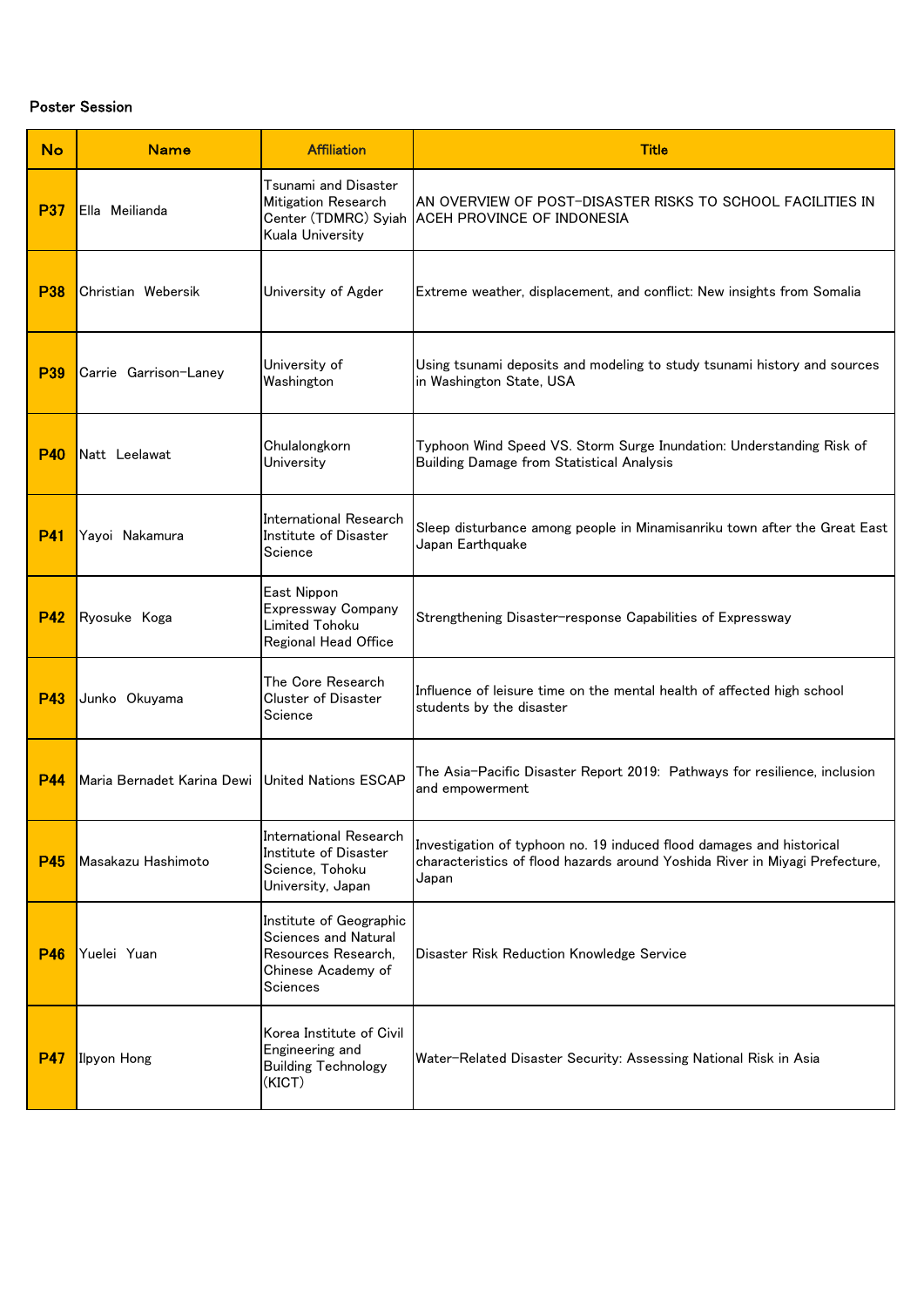Poster Session

| No | Name | Affiliation | Title |
|---|---|---|---|
| P37 | Ella Meilianda | Tsunami and Disaster Mitigation Research Center (TDMRC) Syiah Kuala University | AN OVERVIEW OF POST-DISASTER RISKS TO SCHOOL FACILITIES IN ACEH PROVINCE OF INDONESIA |
| P38 | Christian Webersik | University of Agder | Extreme weather, displacement, and conflict: New insights from Somalia |
| P39 | Carrie Garrison-Laney | University of Washington | Using tsunami deposits and modeling to study tsunami history and sources in Washington State, USA |
| P40 | Natt Leelawat | Chulalongkorn University | Typhoon Wind Speed VS. Storm Surge Inundation: Understanding Risk of Building Damage from Statistical Analysis |
| P41 | Yayoi Nakamura | International Research Institute of Disaster Science | Sleep disturbance among people in Minamisanriku town after the Great East Japan Earthquake |
| P42 | Ryosuke Koga | East Nippon Expressway Company Limited Tohoku Regional Head Office | Strengthening Disaster-response Capabilities of Expressway |
| P43 | Junko Okuyama | The Core Research Cluster of Disaster Science | Influence of leisure time on the mental health of affected high school students by the disaster |
| P44 | Maria Bernadet Karina Dewi | United Nations ESCAP | The Asia-Pacific Disaster Report 2019: Pathways for resilience, inclusion and empowerment |
| P45 | Masakazu Hashimoto | International Research Institute of Disaster Science, Tohoku University, Japan | Investigation of typhoon no. 19 induced flood damages and historical characteristics of flood hazards around Yoshida River in Miyagi Prefecture, Japan |
| P46 | Yuelei Yuan | Institute of Geographic Sciences and Natural Resources Research, Chinese Academy of Sciences | Disaster Risk Reduction Knowledge Service |
| P47 | Ilpyon Hong | Korea Institute of Civil Engineering and Building Technology (KICT) | Water-Related Disaster Security: Assessing National Risk in Asia |